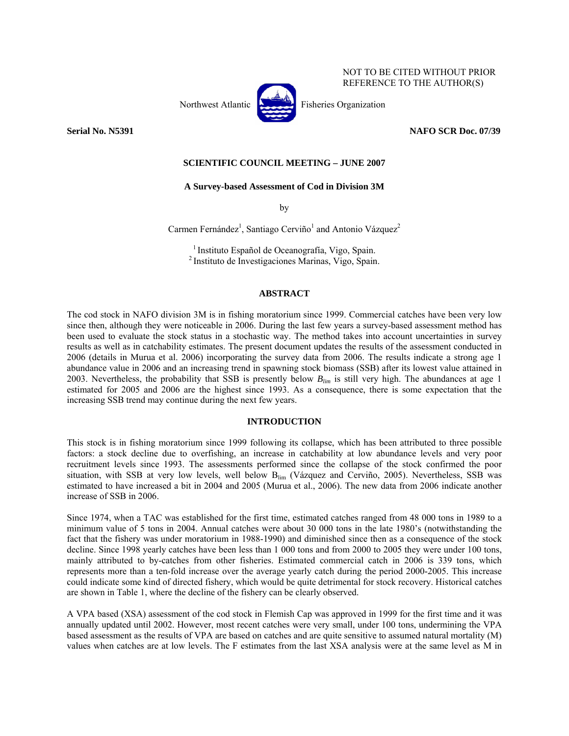NOT TO BE CITED WITHOUT PRIOR REFERENCE TO THE AUTHOR(S)

Northwest Atlantic Fisheries Organization

**Serial No. N5391** **NAFO SCR Doc. 07/39**

**SCIENTIFIC COUNCIL MEETING – JUNE 2007**

**A Survey-based Assessment of Cod in Division 3M**

by

Carmen Fernández[1], Santiago Cerviño[1] and Antonio Vázquez[2]

[1] Instituto Español de Oceanografía, Vigo, Spain.
[2] Instituto de Investigaciones Marinas, Vigo, Spain.

## ABSTRACT

The cod stock in NAFO division 3M is in fishing moratorium since 1999. Commercial catches have been very low since then, although they were noticeable in 2006. During the last few years a survey-based assessment method has been used to evaluate the stock status in a stochastic way. The method takes into account uncertainties in survey results as well as in catchability estimates. The present document updates the results of the assessment conducted in 2006 (details in Murua et al. 2006) incorporating the survey data from 2006. The results indicate a strong age 1 abundance value in 2006 and an increasing trend in spawning stock biomass (SSB) after its lowest value attained in 2003. Nevertheless, the probability that SSB is presently below $B_{lim}$ is still very high. The abundances at age 1 estimated for 2005 and 2006 are the highest since 1993. As a consequence, there is some expectation that the increasing SSB trend may continue during the next few years.

## INTRODUCTION

This stock is in fishing moratorium since 1999 following its collapse, which has been attributed to three possible factors: a stock decline due to overfishing, an increase in catchability at low abundance levels and very poor recruitment levels since 1993. The assessments performed since the collapse of the stock confirmed the poor situation, with SSB at very low levels, well below $B_{lim}$ (Vázquez and Cerviño, 2005). Nevertheless, SSB was estimated to have increased a bit in 2004 and 2005 (Murua et al., 2006). The new data from 2006 indicate another increase of SSB in 2006.

Since 1974, when a TAC was established for the first time, estimated catches ranged from 48 000 tons in 1989 to a minimum value of 5 tons in 2004. Annual catches were about 30 000 tons in the late 1980's (notwithstanding the fact that the fishery was under moratorium in 1988-1990) and diminished since then as a consequence of the stock decline. Since 1998 yearly catches have been less than 1 000 tons and from 2000 to 2005 they were under 100 tons, mainly attributed to by-catches from other fisheries. Estimated commercial catch in 2006 is 339 tons, which represents more than a ten-fold increase over the average yearly catch during the period 2000-2005. This increase could indicate some kind of directed fishery, which would be quite detrimental for stock recovery. Historical catches are shown in Table 1, where the decline of the fishery can be clearly observed.

A VPA based (XSA) assessment of the cod stock in Flemish Cap was approved in 1999 for the first time and it was annually updated until 2002. However, most recent catches were very small, under 100 tons, undermining the VPA based assessment as the results of VPA are based on catches and are quite sensitive to assumed natural mortality (M) values when catches are at low levels. The F estimates from the last XSA analysis were at the same level as M in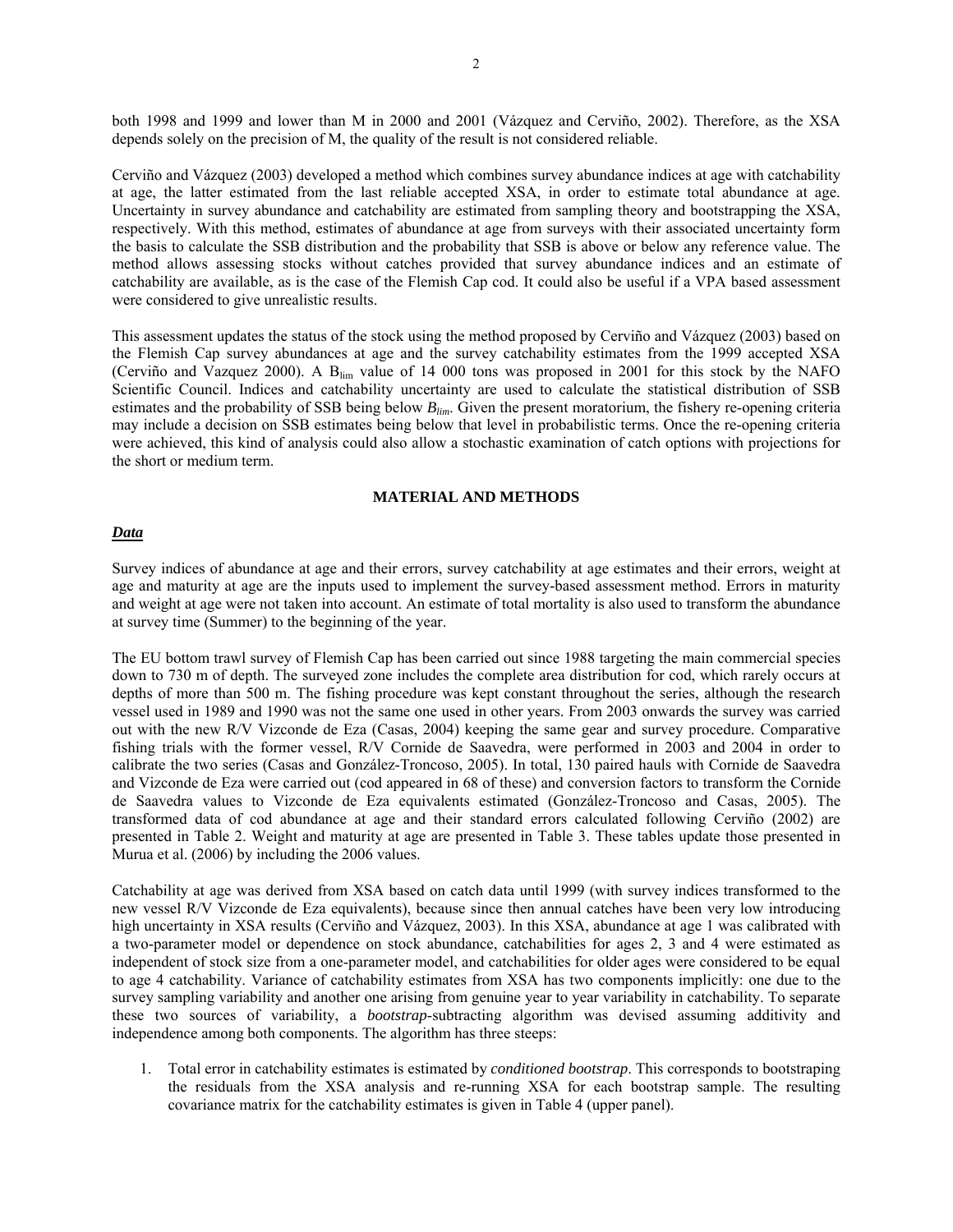both 1998 and 1999 and lower than M in 2000 and 2001 (Vázquez and Cerviño, 2002). Therefore, as the XSA depends solely on the precision of M, the quality of the result is not considered reliable.

Cerviño and Vázquez (2003) developed a method which combines survey abundance indices at age with catchability at age, the latter estimated from the last reliable accepted XSA, in order to estimate total abundance at age. Uncertainty in survey abundance and catchability are estimated from sampling theory and bootstrapping the XSA, respectively. With this method, estimates of abundance at age from surveys with their associated uncertainty form the basis to calculate the SSB distribution and the probability that SSB is above or below any reference value. The method allows assessing stocks without catches provided that survey abundance indices and an estimate of catchability are available, as is the case of the Flemish Cap cod. It could also be useful if a VPA based assessment were considered to give unrealistic results.

This assessment updates the status of the stock using the method proposed by Cerviño and Vázquez (2003) based on the Flemish Cap survey abundances at age and the survey catchability estimates from the 1999 accepted XSA (Cerviño and Vazquez 2000). A $B_{lim}$ value of 14 000 tons was proposed in 2001 for this stock by the NAFO Scientific Council. Indices and catchability uncertainty are used to calculate the statistical distribution of SSB estimates and the probability of SSB being below $B_{lim}$. Given the present moratorium, the fishery re-opening criteria may include a decision on SSB estimates being below that level in probabilistic terms. Once the re-opening criteria were achieved, this kind of analysis could also allow a stochastic examination of catch options with projections for the short or medium term.

## MATERIAL AND METHODS

### ***Data***

Survey indices of abundance at age and their errors, survey catchability at age estimates and their errors, weight at age and maturity at age are the inputs used to implement the survey-based assessment method. Errors in maturity and weight at age were not taken into account. An estimate of total mortality is also used to transform the abundance at survey time (Summer) to the beginning of the year.

The EU bottom trawl survey of Flemish Cap has been carried out since 1988 targeting the main commercial species down to 730 m of depth. The surveyed zone includes the complete area distribution for cod, which rarely occurs at depths of more than 500 m. The fishing procedure was kept constant throughout the series, although the research vessel used in 1989 and 1990 was not the same one used in other years. From 2003 onwards the survey was carried out with the new R/V Vizconde de Eza (Casas, 2004) keeping the same gear and survey procedure. Comparative fishing trials with the former vessel, R/V Cornide de Saavedra, were performed in 2003 and 2004 in order to calibrate the two series (Casas and González-Troncoso, 2005). In total, 130 paired hauls with Cornide de Saavedra and Vizconde de Eza were carried out (cod appeared in 68 of these) and conversion factors to transform the Cornide de Saavedra values to Vizconde de Eza equivalents estimated (González-Troncoso and Casas, 2005). The transformed data of cod abundance at age and their standard errors calculated following Cerviño (2002) are presented in Table 2. Weight and maturity at age are presented in Table 3. These tables update those presented in Murua et al. (2006) by including the 2006 values.

Catchability at age was derived from XSA based on catch data until 1999 (with survey indices transformed to the new vessel R/V Vizconde de Eza equivalents), because since then annual catches have been very low introducing high uncertainty in XSA results (Cerviño and Vázquez, 2003). In this XSA, abundance at age 1 was calibrated with a two-parameter model or dependence on stock abundance, catchabilities for ages 2, 3 and 4 were estimated as independent of stock size from a one-parameter model, and catchabilities for older ages were considered to be equal to age 4 catchability. Variance of catchability estimates from XSA has two components implicitly: one due to the survey sampling variability and another one arising from genuine year to year variability in catchability. To separate these two sources of variability, a *bootstrap*-subtracting algorithm was devised assuming additivity and independence among both components. The algorithm has three steeps:

1. Total error in catchability estimates is estimated by *conditioned bootstrap*. This corresponds to bootstraping the residuals from the XSA analysis and re-running XSA for each bootstrap sample. The resulting covariance matrix for the catchability estimates is given in Table 4 (upper panel).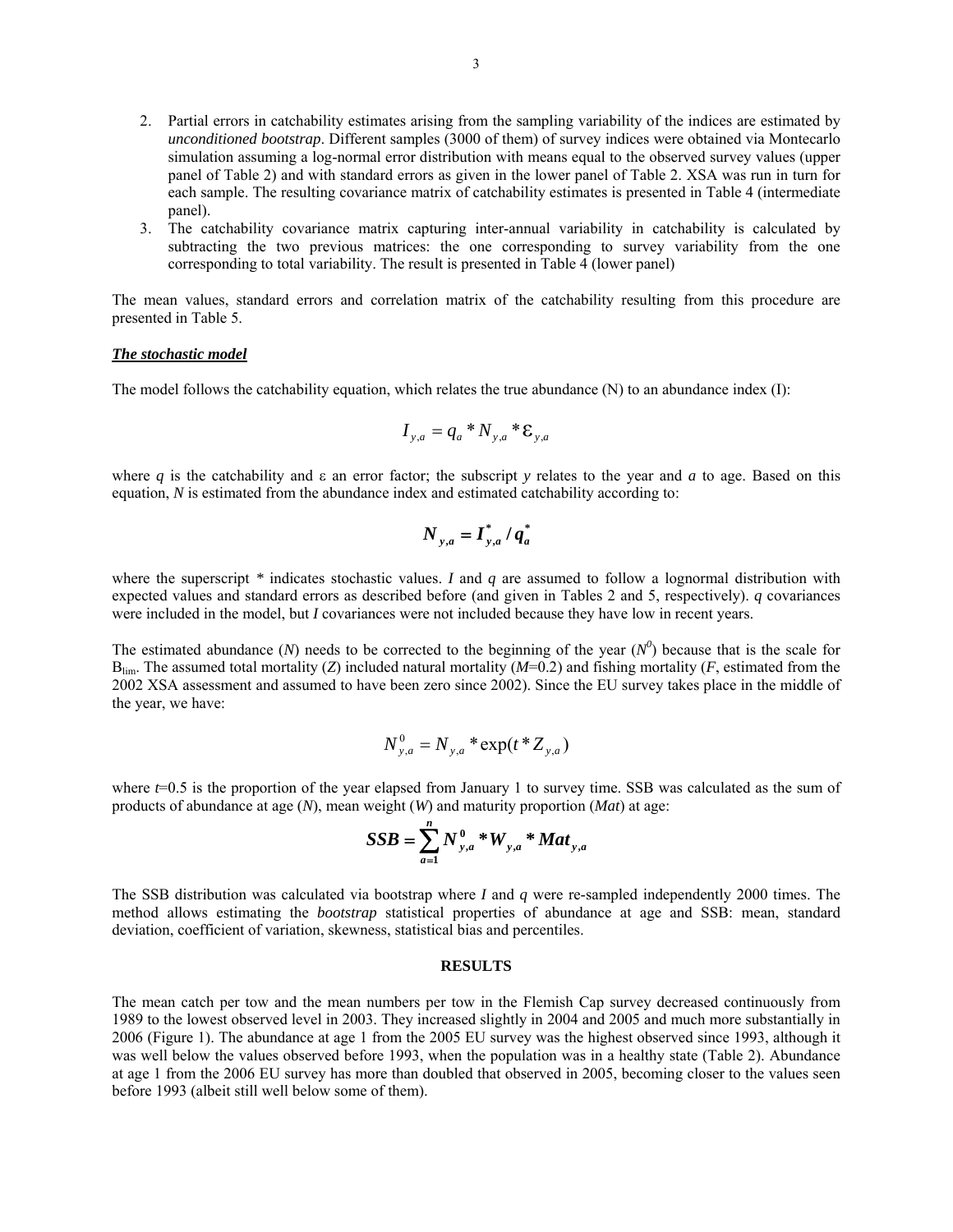2. Partial errors in catchability estimates arising from the sampling variability of the indices are estimated by *unconditioned bootstrap*. Different samples (3000 of them) of survey indices were obtained via Montecarlo simulation assuming a log-normal error distribution with means equal to the observed survey values (upper panel of Table 2) and with standard errors as given in the lower panel of Table 2. XSA was run in turn for each sample. The resulting covariance matrix of catchability estimates is presented in Table 4 (intermediate panel).
3. The catchability covariance matrix capturing inter-annual variability in catchability is calculated by subtracting the two previous matrices: the one corresponding to survey variability from the one corresponding to total variability. The result is presented in Table 4 (lower panel)

The mean values, standard errors and correlation matrix of the catchability resulting from this procedure are presented in Table 5.

### ***The stochastic model***

The model follows the catchability equation, which relates the true abundance (N) to an abundance index (I):

$$I_{y,a} = q_a * N_{y,a} * \varepsilon_{y,a}$$

where $q$ is the catchability and $\varepsilon$ an error factor; the subscript $y$ relates to the year and $a$ to age. Based on this equation, $N$ is estimated from the abundance index and estimated catchability according to:

$$\boldsymbol{N_{y,a} = I^*_{y,a} / q^*_a}$$

where the superscript * indicates stochastic values. $I$ and $q$ are assumed to follow a lognormal distribution with expected values and standard errors as described before (and given in Tables 2 and 5, respectively). $q$ covariances were included in the model, but $I$ covariances were not included because they have low in recent years.

The estimated abundance ($N$) needs to be corrected to the beginning of the year ($N^0$) because that is the scale for $B_{lim}$. The assumed total mortality ($Z$) included natural mortality ($M$=0.2) and fishing mortality ($F$, estimated from the 2002 XSA assessment and assumed to have been zero since 2002). Since the EU survey takes place in the middle of the year, we have:

$$N^0_{y,a} = N_{y,a} * \exp(t * Z_{y,a})$$

where $t$=0.5 is the proportion of the year elapsed from January 1 to survey time. SSB was calculated as the sum of products of abundance at age ($N$), mean weight ($W$) and maturity proportion ($Mat$) at age:

$$\boldsymbol{SSB = \sum_{a=1}^{n} N^0_{y,a} * W_{y,a} * Mat_{y,a}}$$

The SSB distribution was calculated via bootstrap where $I$ and $q$ were re-sampled independently 2000 times. The method allows estimating the *bootstrap* statistical properties of abundance at age and SSB: mean, standard deviation, coefficient of variation, skewness, statistical bias and percentiles.

## RESULTS

The mean catch per tow and the mean numbers per tow in the Flemish Cap survey decreased continuously from 1989 to the lowest observed level in 2003. They increased slightly in 2004 and 2005 and much more substantially in 2006 (Figure 1). The abundance at age 1 from the 2005 EU survey was the highest observed since 1993, although it was well below the values observed before 1993, when the population was in a healthy state (Table 2). Abundance at age 1 from the 2006 EU survey has more than doubled that observed in 2005, becoming closer to the values seen before 1993 (albeit still well below some of them).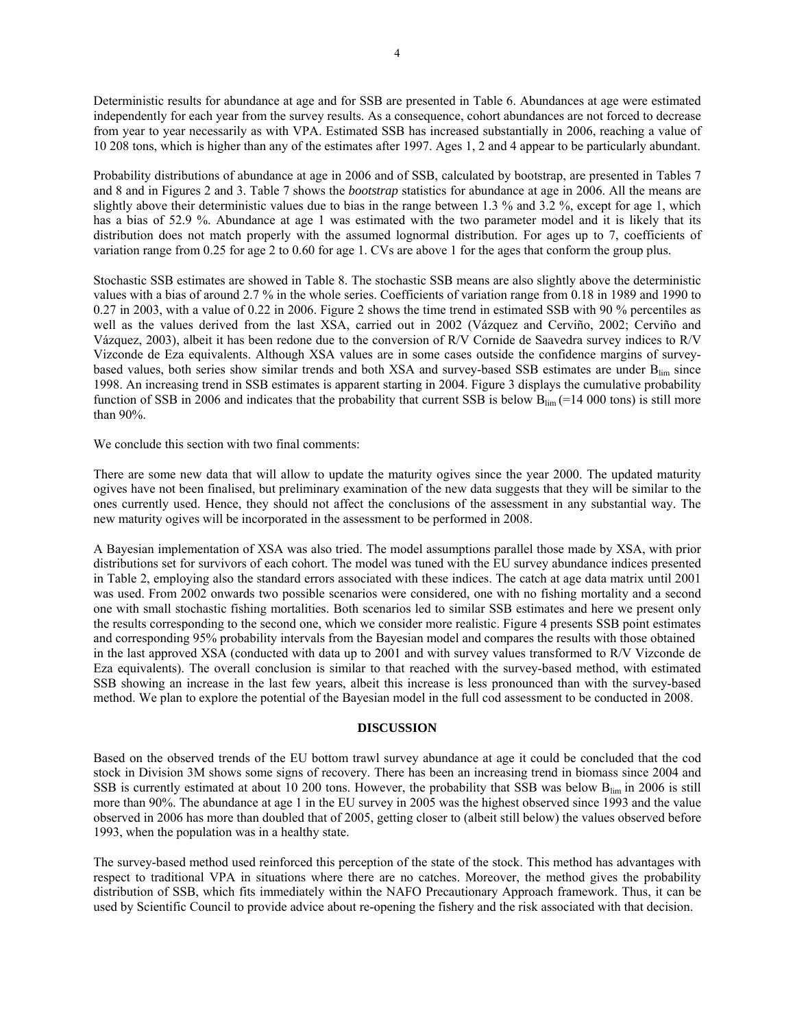Deterministic results for abundance at age and for SSB are presented in Table 6. Abundances at age were estimated independently for each year from the survey results. As a consequence, cohort abundances are not forced to decrease from year to year necessarily as with VPA. Estimated SSB has increased substantially in 2006, reaching a value of 10 208 tons, which is higher than any of the estimates after 1997. Ages 1, 2 and 4 appear to be particularly abundant.

Probability distributions of abundance at age in 2006 and of SSB, calculated by bootstrap, are presented in Tables 7 and 8 and in Figures 2 and 3. Table 7 shows the *bootstrap* statistics for abundance at age in 2006. All the means are slightly above their deterministic values due to bias in the range between 1.3 % and 3.2 %, except for age 1, which has a bias of 52.9 %. Abundance at age 1 was estimated with the two parameter model and it is likely that its distribution does not match properly with the assumed lognormal distribution. For ages up to 7, coefficients of variation range from 0.25 for age 2 to 0.60 for age 1. CVs are above 1 for the ages that conform the group plus.

Stochastic SSB estimates are showed in Table 8. The stochastic SSB means are also slightly above the deterministic values with a bias of around 2.7 % in the whole series. Coefficients of variation range from 0.18 in 1989 and 1990 to 0.27 in 2003, with a value of 0.22 in 2006. Figure 2 shows the time trend in estimated SSB with 90 % percentiles as well as the values derived from the last XSA, carried out in 2002 (Vázquez and Cerviño, 2002; Cerviño and Vázquez, 2003), albeit it has been redone due to the conversion of R/V Cornide de Saavedra survey indices to R/V Vizconde de Eza equivalents. Although XSA values are in some cases outside the confidence margins of survey-based values, both series show similar trends and both XSA and survey-based SSB estimates are under $B_{lim}$ since 1998. An increasing trend in SSB estimates is apparent starting in 2004. Figure 3 displays the cumulative probability function of SSB in 2006 and indicates that the probability that current SSB is below $B_{lim}$ (=14 000 tons) is still more than 90%.

We conclude this section with two final comments:

There are some new data that will allow to update the maturity ogives since the year 2000. The updated maturity ogives have not been finalised, but preliminary examination of the new data suggests that they will be similar to the ones currently used. Hence, they should not affect the conclusions of the assessment in any substantial way. The new maturity ogives will be incorporated in the assessment to be performed in 2008.

A Bayesian implementation of XSA was also tried. The model assumptions parallel those made by XSA, with prior distributions set for survivors of each cohort. The model was tuned with the EU survey abundance indices presented in Table 2, employing also the standard errors associated with these indices. The catch at age data matrix until 2001 was used. From 2002 onwards two possible scenarios were considered, one with no fishing mortality and a second one with small stochastic fishing mortalities. Both scenarios led to similar SSB estimates and here we present only the results corresponding to the second one, which we consider more realistic. Figure 4 presents SSB point estimates and corresponding 95% probability intervals from the Bayesian model and compares the results with those obtained in the last approved XSA (conducted with data up to 2001 and with survey values transformed to R/V Vizconde de Eza equivalents). The overall conclusion is similar to that reached with the survey-based method, with estimated SSB showing an increase in the last few years, albeit this increase is less pronounced than with the survey-based method. We plan to explore the potential of the Bayesian model in the full cod assessment to be conducted in 2008.

## DISCUSSION

Based on the observed trends of the EU bottom trawl survey abundance at age it could be concluded that the cod stock in Division 3M shows some signs of recovery. There has been an increasing trend in biomass since 2004 and SSB is currently estimated at about 10 200 tons. However, the probability that SSB was below $B_{lim}$ in 2006 is still more than 90%. The abundance at age 1 in the EU survey in 2005 was the highest observed since 1993 and the value observed in 2006 has more than doubled that of 2005, getting closer to (albeit still below) the values observed before 1993, when the population was in a healthy state.

The survey-based method used reinforced this perception of the state of the stock. This method has advantages with respect to traditional VPA in situations where there are no catches. Moreover, the method gives the probability distribution of SSB, which fits immediately within the NAFO Precautionary Approach framework. Thus, it can be used by Scientific Council to provide advice about re-opening the fishery and the risk associated with that decision.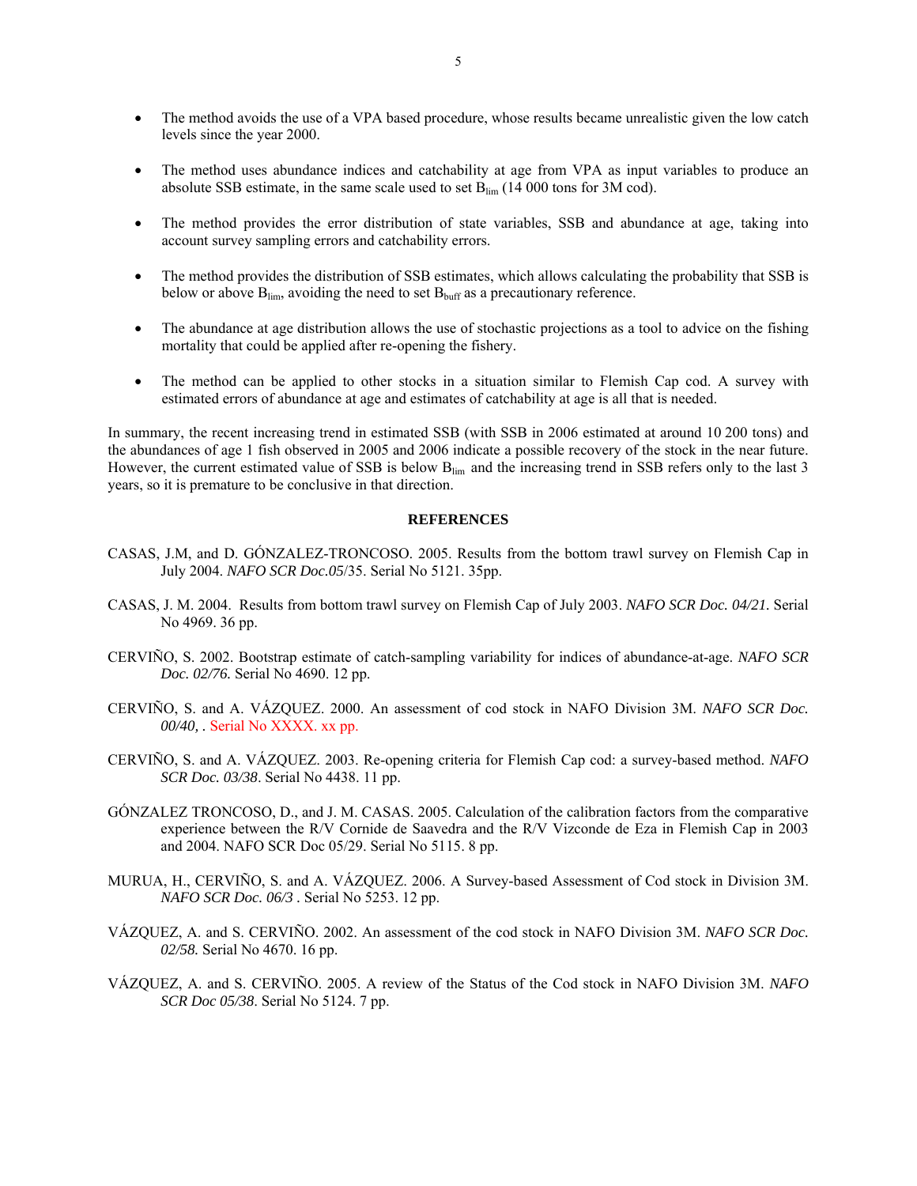- The method avoids the use of a VPA based procedure, whose results became unrealistic given the low catch levels since the year 2000.

- The method uses abundance indices and catchability at age from VPA as input variables to produce an absolute SSB estimate, in the same scale used to set $B_{lim}$ (14 000 tons for 3M cod).

- The method provides the error distribution of state variables, SSB and abundance at age, taking into account survey sampling errors and catchability errors.

- The method provides the distribution of SSB estimates, which allows calculating the probability that SSB is below or above $B_{lim}$, avoiding the need to set $B_{buff}$ as a precautionary reference.

- The abundance at age distribution allows the use of stochastic projections as a tool to advice on the fishing mortality that could be applied after re-opening the fishery.

- The method can be applied to other stocks in a situation similar to Flemish Cap cod. A survey with estimated errors of abundance at age and estimates of catchability at age is all that is needed.

In summary, the recent increasing trend in estimated SSB (with SSB in 2006 estimated at around 10 200 tons) and the abundances of age 1 fish observed in 2005 and 2006 indicate a possible recovery of the stock in the near future. However, the current estimated value of SSB is below $B_{lim}$ and the increasing trend in SSB refers only to the last 3 years, so it is premature to be conclusive in that direction.

## REFERENCES

CASAS, J.M, and D. GÓNZALEZ-TRONCOSO. 2005. Results from the bottom trawl survey on Flemish Cap in July 2004. *NAFO SCR Doc.05*/35. Serial No 5121. 35pp.

CASAS, J. M. 2004. Results from bottom trawl survey on Flemish Cap of July 2003. *NAFO SCR Doc. 04/21.* Serial No 4969. 36 pp.

CERVIÑO, S. 2002. Bootstrap estimate of catch-sampling variability for indices of abundance-at-age. *NAFO SCR Doc. 02/76.* Serial No 4690. 12 pp.

CERVIÑO, S. and A. VÁZQUEZ. 2000. An assessment of cod stock in NAFO Division 3M. *NAFO SCR Doc. 00/40,* . Serial No XXXX. xx pp.

CERVIÑO, S. and A. VÁZQUEZ. 2003. Re-opening criteria for Flemish Cap cod: a survey-based method. *NAFO SCR Doc. 03/38*. Serial No 4438. 11 pp.

GÓNZALEZ TRONCOSO, D., and J. M. CASAS. 2005. Calculation of the calibration factors from the comparative experience between the R/V Cornide de Saavedra and the R/V Vizconde de Eza in Flemish Cap in 2003 and 2004. NAFO SCR Doc 05/29. Serial No 5115. 8 pp.

MURUA, H., CERVIÑO, S. and A. VÁZQUEZ. 2006. A Survey-based Assessment of Cod stock in Division 3M. *NAFO SCR Doc. 06/3* . Serial No 5253. 12 pp.

VÁZQUEZ, A. and S. CERVIÑO. 2002. An assessment of the cod stock in NAFO Division 3M. *NAFO SCR Doc. 02/58.* Serial No 4670. 16 pp.

VÁZQUEZ, A. and S. CERVIÑO. 2005. A review of the Status of the Cod stock in NAFO Division 3M. *NAFO SCR Doc 05/38*. Serial No 5124. 7 pp.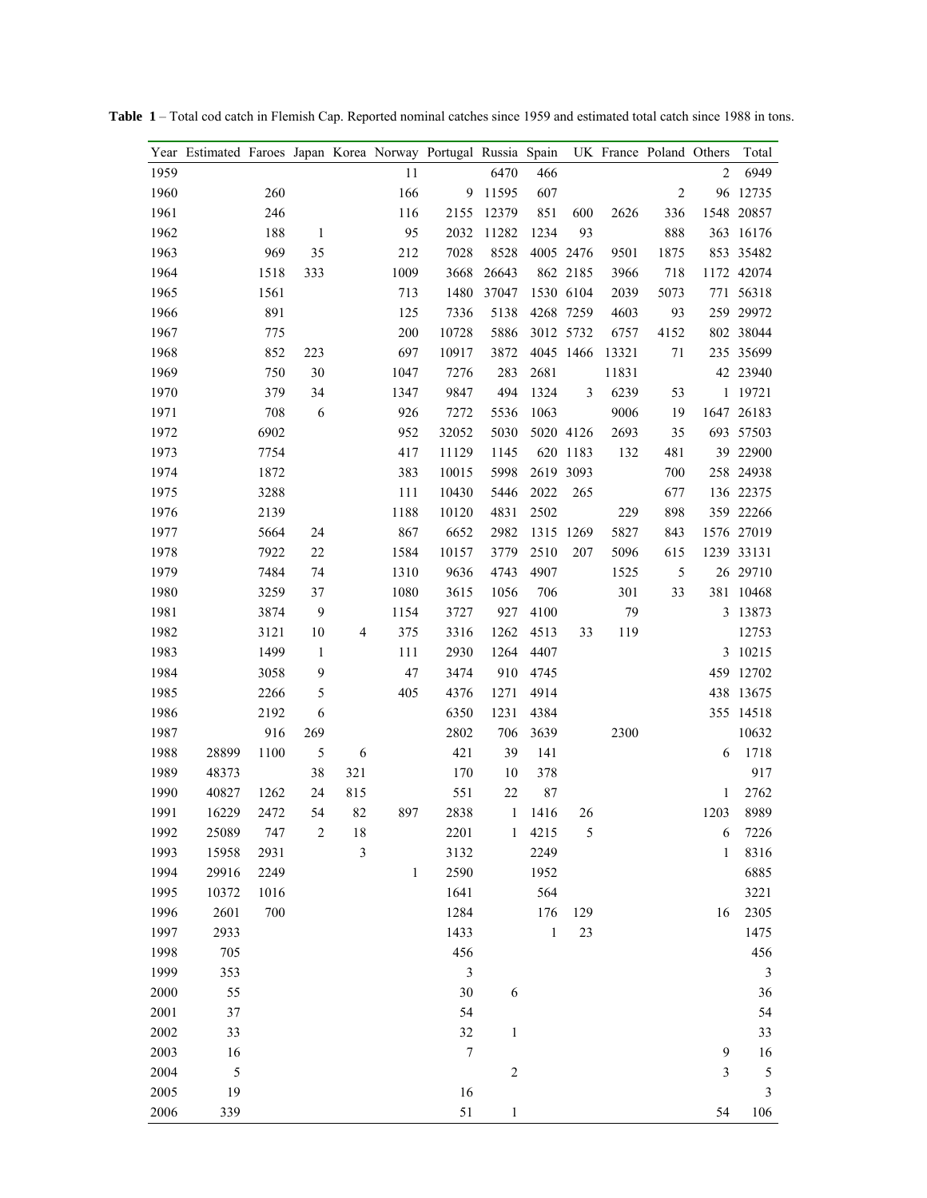**Table 1** – Total cod catch in Flemish Cap. Reported nominal catches since 1959 and estimated total catch since 1988 in tons.

| Year | Estimated | Faroes | Japan | Korea | Norway | Portugal | Russia | Spain | UK | France | Poland | Others | Total |
|---|---|---|---|---|---|---|---|---|---|---|---|---|---|
| 1959 | | | | | 11 | | 6470 | 466 | | | | 2 | 6949 |
| 1960 | | 260 | | | 166 | 9 | 11595 | 607 | | | 2 | 96 | 12735 |
| 1961 | | 246 | | | 116 | 2155 | 12379 | 851 | 600 | 2626 | 336 | 1548 | 20857 |
| 1962 | | 188 | 1 | | 95 | 2032 | 11282 | 1234 | 93 | | 888 | 363 | 16176 |
| 1963 | | 969 | 35 | | 212 | 7028 | 8528 | 4005 | 2476 | 9501 | 1875 | 853 | 35482 |
| 1964 | | 1518 | 333 | | 1009 | 3668 | 26643 | 862 | 2185 | 3966 | 718 | 1172 | 42074 |
| 1965 | | 1561 | | | 713 | 1480 | 37047 | 1530 | 6104 | 2039 | 5073 | 771 | 56318 |
| 1966 | | 891 | | | 125 | 7336 | 5138 | 4268 | 7259 | 4603 | 93 | 259 | 29972 |
| 1967 | | 775 | | | 200 | 10728 | 5886 | 3012 | 5732 | 6757 | 4152 | 802 | 38044 |
| 1968 | | 852 | 223 | | 697 | 10917 | 3872 | 4045 | 1466 | 13321 | 71 | 235 | 35699 |
| 1969 | | 750 | 30 | | 1047 | 7276 | 283 | 2681 | | 11831 | | 42 | 23940 |
| 1970 | | 379 | 34 | | 1347 | 9847 | 494 | 1324 | 3 | 6239 | 53 | 1 | 19721 |
| 1971 | | 708 | 6 | | 926 | 7272 | 5536 | 1063 | | 9006 | 19 | 1647 | 26183 |
| 1972 | | 6902 | | | 952 | 32052 | 5030 | 5020 | 4126 | 2693 | 35 | 693 | 57503 |
| 1973 | | 7754 | | | 417 | 11129 | 1145 | 620 | 1183 | 132 | 481 | 39 | 22900 |
| 1974 | | 1872 | | | 383 | 10015 | 5998 | 2619 | 3093 | | 700 | 258 | 24938 |
| 1975 | | 3288 | | | 111 | 10430 | 5446 | 2022 | 265 | | 677 | 136 | 22375 |
| 1976 | | 2139 | | | 1188 | 10120 | 4831 | 2502 | | 229 | 898 | 359 | 22266 |
| 1977 | | 5664 | 24 | | 867 | 6652 | 2982 | 1315 | 1269 | 5827 | 843 | 1576 | 27019 |
| 1978 | | 7922 | 22 | | 1584 | 10157 | 3779 | 2510 | 207 | 5096 | 615 | 1239 | 33131 |
| 1979 | | 7484 | 74 | | 1310 | 9636 | 4743 | 4907 | | 1525 | 5 | 26 | 29710 |
| 1980 | | 3259 | 37 | | 1080 | 3615 | 1056 | 706 | | 301 | 33 | 381 | 10468 |
| 1981 | | 3874 | 9 | | 1154 | 3727 | 927 | 4100 | | 79 | | 3 | 13873 |
| 1982 | | 3121 | 10 | 4 | 375 | 3316 | 1262 | 4513 | 33 | 119 | | | 12753 |
| 1983 | | 1499 | 1 | | 111 | 2930 | 1264 | 4407 | | | | 3 | 10215 |
| 1984 | | 3058 | 9 | | 47 | 3474 | 910 | 4745 | | | | 459 | 12702 |
| 1985 | | 2266 | 5 | | 405 | 4376 | 1271 | 4914 | | | | 438 | 13675 |
| 1986 | | 2192 | 6 | | | 6350 | 1231 | 4384 | | | | 355 | 14518 |
| 1987 | | 916 | 269 | | | 2802 | 706 | 3639 | | 2300 | | | 10632 |
| 1988 | 28899 | 1100 | 5 | 6 | | 421 | 39 | 141 | | | | 6 | 1718 |
| 1989 | 48373 | | 38 | 321 | | 170 | 10 | 378 | | | | | 917 |
| 1990 | 40827 | 1262 | 24 | 815 | | 551 | 22 | 87 | | | | 1 | 2762 |
| 1991 | 16229 | 2472 | 54 | 82 | 897 | 2838 | 1 | 1416 | 26 | | | 1203 | 8989 |
| 1992 | 25089 | 747 | 2 | 18 | | 2201 | 1 | 4215 | 5 | | | 6 | 7226 |
| 1993 | 15958 | 2931 | | 3 | | 3132 | | 2249 | | | | 1 | 8316 |
| 1994 | 29916 | 2249 | | | 1 | 2590 | | 1952 | | | | | 6885 |
| 1995 | 10372 | 1016 | | | | 1641 | | 564 | | | | | 3221 |
| 1996 | 2601 | 700 | | | | 1284 | | 176 | 129 | | | 16 | 2305 |
| 1997 | 2933 | | | | | 1433 | | 1 | 23 | | | | 1475 |
| 1998 | 705 | | | | | 456 | | | | | | | 456 |
| 1999 | 353 | | | | | 3 | | | | | | | 3 |
| 2000 | 55 | | | | | 30 | 6 | | | | | | 36 |
| 2001 | 37 | | | | | 54 | | | | | | | 54 |
| 2002 | 33 | | | | | 32 | 1 | | | | | | 33 |
| 2003 | 16 | | | | | 7 | | | | | | 9 | 16 |
| 2004 | 5 | | | | | | 2 | | | | | 3 | 5 |
| 2005 | 19 | | | | | 16 | | | | | | | 3 |
| 2006 | 339 | | | | | 51 | 1 | | | | | 54 | 106 |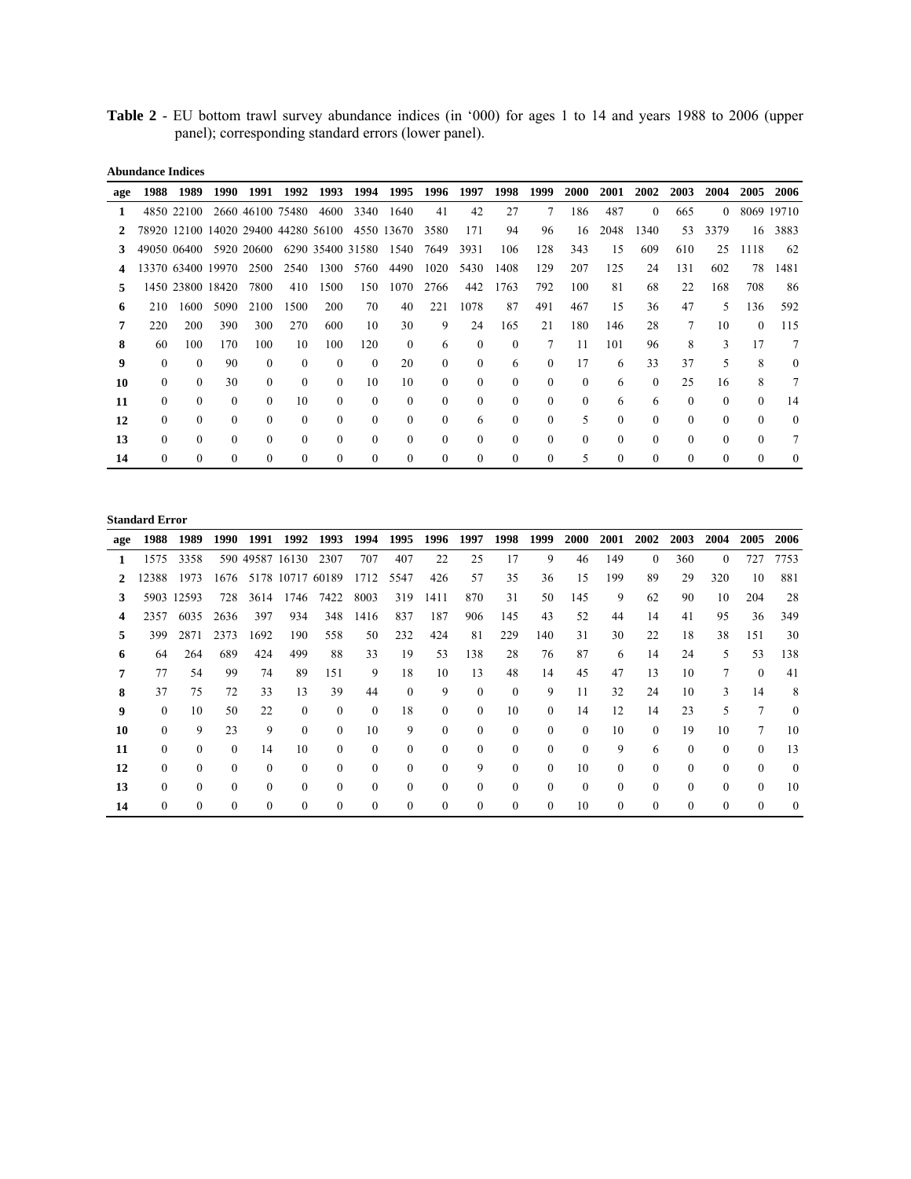**Table 2** - EU bottom trawl survey abundance indices (in '000) for ages 1 to 14 and years 1988 to 2006 (upper panel); corresponding standard errors (lower panel).

**Abundance Indices**

| age | 1988 | 1989 | 1990 | 1991 | 1992 | 1993 | 1994 | 1995 | 1996 | 1997 | 1998 | 1999 | 2000 | 2001 | 2002 | 2003 | 2004 | 2005 | 2006 |
|---|---|---|---|---|---|---|---|---|---|---|---|---|---|---|---|---|---|---|---|
| **1** | 4850 | 22100 | 2660 | 46100 | 75480 | 4600 | 3340 | 1640 | 41 | 42 | 27 | 7 | 186 | 487 | 0 | 665 | 0 | 8069 | 19710 |
| **2** | 78920 | 12100 | 14020 | 29400 | 44280 | 56100 | 4550 | 13670 | 3580 | 171 | 94 | 96 | 16 | 2048 | 1340 | 53 | 3379 | 16 | 3883 |
| **3** | 49050 | 06400 | 5920 | 20600 | 6290 | 35400 | 31580 | 1540 | 7649 | 3931 | 106 | 128 | 343 | 15 | 609 | 610 | 25 | 1118 | 62 |
| **4** | 13370 | 63400 | 19970 | 2500 | 2540 | 1300 | 5760 | 4490 | 1020 | 5430 | 1408 | 129 | 207 | 125 | 24 | 131 | 602 | 78 | 1481 |
| **5** | 1450 | 23800 | 18420 | 7800 | 410 | 1500 | 150 | 1070 | 2766 | 442 | 1763 | 792 | 100 | 81 | 68 | 22 | 168 | 708 | 86 |
| **6** | 210 | 1600 | 5090 | 2100 | 1500 | 200 | 70 | 40 | 221 | 1078 | 87 | 491 | 467 | 15 | 36 | 47 | 5 | 136 | 592 |
| **7** | 220 | 200 | 390 | 300 | 270 | 600 | 10 | 30 | 9 | 24 | 165 | 21 | 180 | 146 | 28 | 7 | 10 | 0 | 115 |
| **8** | 60 | 100 | 170 | 100 | 10 | 100 | 120 | 0 | 6 | 0 | 0 | 7 | 11 | 101 | 96 | 8 | 3 | 17 | 7 |
| **9** | 0 | 0 | 90 | 0 | 0 | 0 | 0 | 20 | 0 | 0 | 6 | 0 | 17 | 6 | 33 | 37 | 5 | 8 | 0 |
| **10** | 0 | 0 | 30 | 0 | 0 | 0 | 10 | 10 | 0 | 0 | 0 | 0 | 0 | 6 | 0 | 25 | 16 | 8 | 7 |
| **11** | 0 | 0 | 0 | 0 | 10 | 0 | 0 | 0 | 0 | 0 | 0 | 0 | 0 | 6 | 6 | 0 | 0 | 0 | 14 |
| **12** | 0 | 0 | 0 | 0 | 0 | 0 | 0 | 0 | 0 | 6 | 0 | 0 | 5 | 0 | 0 | 0 | 0 | 0 | 0 |
| **13** | 0 | 0 | 0 | 0 | 0 | 0 | 0 | 0 | 0 | 0 | 0 | 0 | 0 | 0 | 0 | 0 | 0 | 0 | 7 |
| **14** | 0 | 0 | 0 | 0 | 0 | 0 | 0 | 0 | 0 | 0 | 0 | 0 | 5 | 0 | 0 | 0 | 0 | 0 | 0 |

**Standard Error**

| age | 1988 | 1989 | 1990 | 1991 | 1992 | 1993 | 1994 | 1995 | 1996 | 1997 | 1998 | 1999 | 2000 | 2001 | 2002 | 2003 | 2004 | 2005 | 2006 |
|---|---|---|---|---|---|---|---|---|---|---|---|---|---|---|---|---|---|---|---|
| **1** | 1575 | 3358 | 590 | 49587 | 16130 | 2307 | 707 | 407 | 22 | 25 | 17 | 9 | 46 | 149 | 0 | 360 | 0 | 727 | 7753 |
| **2** | 12388 | 1973 | 1676 | 5178 | 10717 | 60189 | 1712 | 5547 | 426 | 57 | 35 | 36 | 15 | 199 | 89 | 29 | 320 | 10 | 881 |
| **3** | 5903 | 12593 | 728 | 3614 | 1746 | 7422 | 8003 | 319 | 1411 | 870 | 31 | 50 | 145 | 9 | 62 | 90 | 10 | 204 | 28 |
| **4** | 2357 | 6035 | 2636 | 397 | 934 | 348 | 1416 | 837 | 187 | 906 | 145 | 43 | 52 | 44 | 14 | 41 | 95 | 36 | 349 |
| **5** | 399 | 2871 | 2373 | 1692 | 190 | 558 | 50 | 232 | 424 | 81 | 229 | 140 | 31 | 30 | 22 | 18 | 38 | 151 | 30 |
| **6** | 64 | 264 | 689 | 424 | 499 | 88 | 33 | 19 | 53 | 138 | 28 | 76 | 87 | 6 | 14 | 24 | 5 | 53 | 138 |
| **7** | 77 | 54 | 99 | 74 | 89 | 151 | 9 | 18 | 10 | 13 | 48 | 14 | 45 | 47 | 13 | 10 | 7 | 0 | 41 |
| **8** | 37 | 75 | 72 | 33 | 13 | 39 | 44 | 0 | 9 | 0 | 0 | 9 | 11 | 32 | 24 | 10 | 3 | 14 | 8 |
| **9** | 0 | 10 | 50 | 22 | 0 | 0 | 0 | 18 | 0 | 0 | 10 | 0 | 14 | 12 | 14 | 23 | 5 | 7 | 0 |
| **10** | 0 | 9 | 23 | 9 | 0 | 0 | 10 | 9 | 0 | 0 | 0 | 0 | 0 | 10 | 0 | 19 | 10 | 7 | 10 |
| **11** | 0 | 0 | 0 | 14 | 10 | 0 | 0 | 0 | 0 | 0 | 0 | 0 | 0 | 9 | 6 | 0 | 0 | 0 | 13 |
| **12** | 0 | 0 | 0 | 0 | 0 | 0 | 0 | 0 | 0 | 9 | 0 | 0 | 10 | 0 | 0 | 0 | 0 | 0 | 0 |
| **13** | 0 | 0 | 0 | 0 | 0 | 0 | 0 | 0 | 0 | 0 | 0 | 0 | 0 | 0 | 0 | 0 | 0 | 0 | 10 |
| **14** | 0 | 0 | 0 | 0 | 0 | 0 | 0 | 0 | 0 | 0 | 0 | 0 | 10 | 0 | 0 | 0 | 0 | 0 | 0 |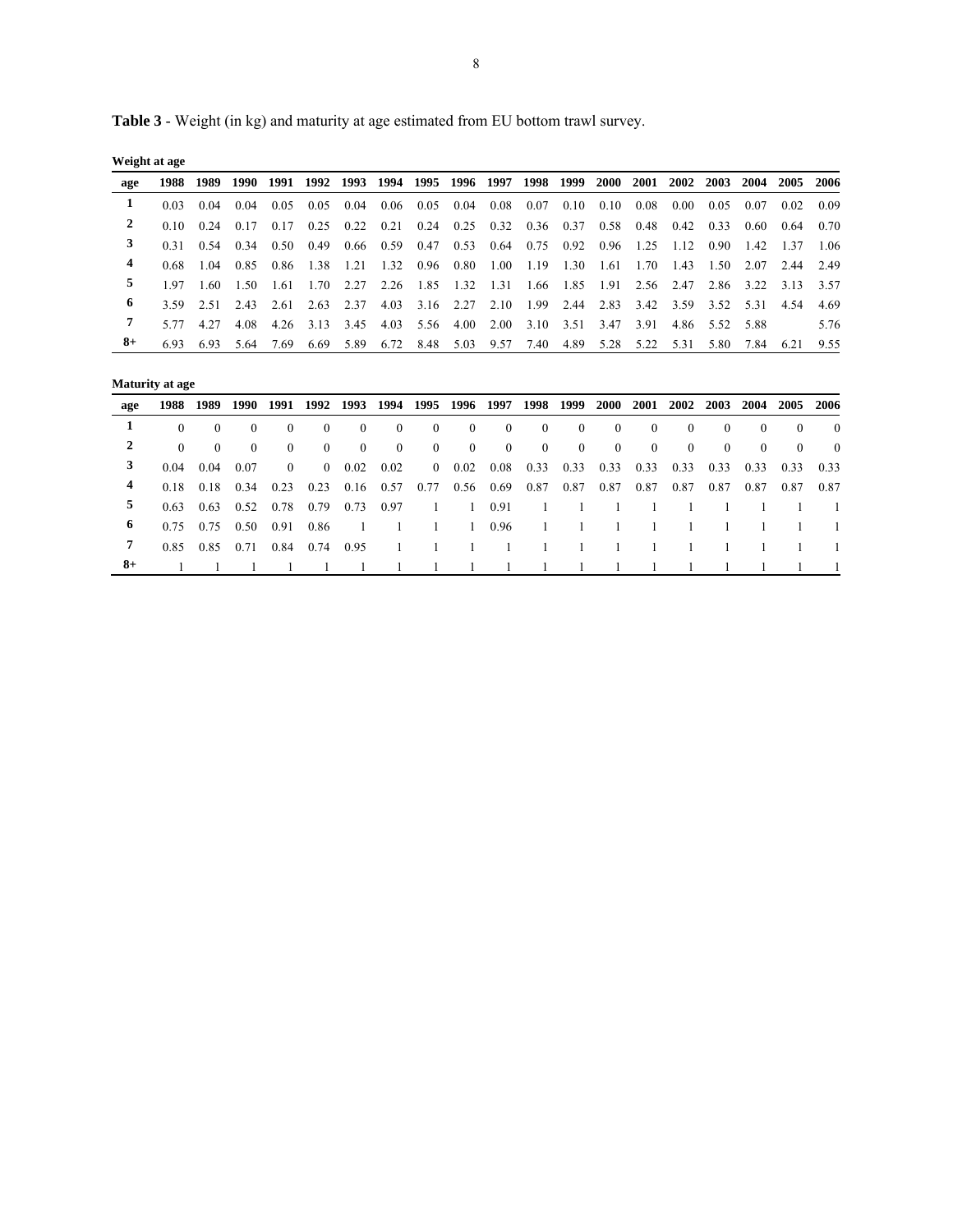**Table 3** - Weight (in kg) and maturity at age estimated from EU bottom trawl survey.

**Weight at age**

| age | 1988 | 1989 | 1990 | 1991 | 1992 | 1993 | 1994 | 1995 | 1996 | 1997 | 1998 | 1999 | 2000 | 2001 | 2002 | 2003 | 2004 | 2005 | 2006 |
|---|---|---|---|---|---|---|---|---|---|---|---|---|---|---|---|---|---|---|---|
| 1 | 0.03 | 0.04 | 0.04 | 0.05 | 0.05 | 0.04 | 0.06 | 0.05 | 0.04 | 0.08 | 0.07 | 0.10 | 0.10 | 0.08 | 0.00 | 0.05 | 0.07 | 0.02 | 0.09 |
| 2 | 0.10 | 0.24 | 0.17 | 0.17 | 0.25 | 0.22 | 0.21 | 0.24 | 0.25 | 0.32 | 0.36 | 0.37 | 0.58 | 0.48 | 0.42 | 0.33 | 0.60 | 0.64 | 0.70 |
| 3 | 0.31 | 0.54 | 0.34 | 0.50 | 0.49 | 0.66 | 0.59 | 0.47 | 0.53 | 0.64 | 0.75 | 0.92 | 0.96 | 1.25 | 1.12 | 0.90 | 1.42 | 1.37 | 1.06 |
| 4 | 0.68 | 1.04 | 0.85 | 0.86 | 1.38 | 1.21 | 1.32 | 0.96 | 0.80 | 1.00 | 1.19 | 1.30 | 1.61 | 1.70 | 1.43 | 1.50 | 2.07 | 2.44 | 2.49 |
| 5 | 1.97 | 1.60 | 1.50 | 1.61 | 1.70 | 2.27 | 2.26 | 1.85 | 1.32 | 1.31 | 1.66 | 1.85 | 1.91 | 2.56 | 2.47 | 2.86 | 3.22 | 3.13 | 3.57 |
| 6 | 3.59 | 2.51 | 2.43 | 2.61 | 2.63 | 2.37 | 4.03 | 3.16 | 2.27 | 2.10 | 1.99 | 2.44 | 2.83 | 3.42 | 3.59 | 3.52 | 5.31 | 4.54 | 4.69 |
| 7 | 5.77 | 4.27 | 4.08 | 4.26 | 3.13 | 3.45 | 4.03 | 5.56 | 4.00 | 2.00 | 3.10 | 3.51 | 3.47 | 3.91 | 4.86 | 5.52 | 5.88 | | 5.76 |
| 8+ | 6.93 | 6.93 | 5.64 | 7.69 | 6.69 | 5.89 | 6.72 | 8.48 | 5.03 | 9.57 | 7.40 | 4.89 | 5.28 | 5.22 | 5.31 | 5.80 | 7.84 | 6.21 | 9.55 |

**Maturity at age**

| age | 1988 | 1989 | 1990 | 1991 | 1992 | 1993 | 1994 | 1995 | 1996 | 1997 | 1998 | 1999 | 2000 | 2001 | 2002 | 2003 | 2004 | 2005 | 2006 |
|---|---|---|---|---|---|---|---|---|---|---|---|---|---|---|---|---|---|---|---|
| 1 | 0 | 0 | 0 | 0 | 0 | 0 | 0 | 0 | 0 | 0 | 0 | 0 | 0 | 0 | 0 | 0 | 0 | 0 | 0 |
| 2 | 0 | 0 | 0 | 0 | 0 | 0 | 0 | 0 | 0 | 0 | 0 | 0 | 0 | 0 | 0 | 0 | 0 | 0 | 0 |
| 3 | 0.04 | 0.04 | 0.07 | 0 | 0 | 0.02 | 0.02 | 0 | 0.02 | 0.08 | 0.33 | 0.33 | 0.33 | 0.33 | 0.33 | 0.33 | 0.33 | 0.33 | 0.33 |
| 4 | 0.18 | 0.18 | 0.34 | 0.23 | 0.23 | 0.16 | 0.57 | 0.77 | 0.56 | 0.69 | 0.87 | 0.87 | 0.87 | 0.87 | 0.87 | 0.87 | 0.87 | 0.87 | 0.87 |
| 5 | 0.63 | 0.63 | 0.52 | 0.78 | 0.79 | 0.73 | 0.97 | 1 | 1 | 0.91 | 1 | 1 | 1 | 1 | 1 | 1 | 1 | 1 | 1 |
| 6 | 0.75 | 0.75 | 0.50 | 0.91 | 0.86 | 1 | 1 | 1 | 1 | 0.96 | 1 | 1 | 1 | 1 | 1 | 1 | 1 | 1 | 1 |
| 7 | 0.85 | 0.85 | 0.71 | 0.84 | 0.74 | 0.95 | 1 | 1 | 1 | 1 | 1 | 1 | 1 | 1 | 1 | 1 | 1 | 1 | 1 |
| 8+ | 1 | 1 | 1 | 1 | 1 | 1 | 1 | 1 | 1 | 1 | 1 | 1 | 1 | 1 | 1 | 1 | 1 | 1 | 1 |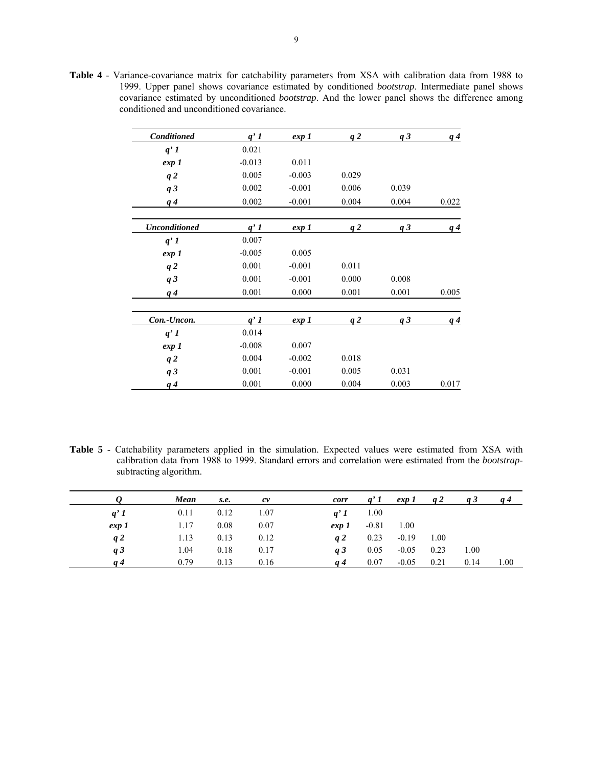**Table 4** - Variance-covariance matrix for catchability parameters from XSA with calibration data from 1988 to 1999. Upper panel shows covariance estimated by conditioned *bootstrap*. Intermediate panel shows covariance estimated by unconditioned *bootstrap*. And the lower panel shows the difference among conditioned and unconditioned covariance.

| ***Conditioned*** | ***q' 1*** | ***exp 1*** | ***q 2*** | ***q 3*** | ***q 4*** |
|---|---|---|---|---|---|
| ***q' 1*** | 0.021 | | | | |
| ***exp 1*** | -0.013 | 0.011 | | | |
| ***q 2*** | 0.005 | -0.003 | 0.029 | | |
| ***q 3*** | 0.002 | -0.001 | 0.006 | 0.039 | |
| ***q 4*** | 0.002 | -0.001 | 0.004 | 0.004 | 0.022 |

| ***Unconditioned*** | ***q' 1*** | ***exp 1*** | ***q 2*** | ***q 3*** | ***q 4*** |
|---|---|---|---|---|---|
| ***q' 1*** | 0.007 | | | | |
| ***exp 1*** | -0.005 | 0.005 | | | |
| ***q 2*** | 0.001 | -0.001 | 0.011 | | |
| ***q 3*** | 0.001 | -0.001 | 0.000 | 0.008 | |
| ***q 4*** | 0.001 | 0.000 | 0.001 | 0.001 | 0.005 |

| ***Con.-Uncon.*** | ***q' 1*** | ***exp 1*** | ***q 2*** | ***q 3*** | ***q 4*** |
|---|---|---|---|---|---|
| ***q' 1*** | 0.014 | | | | |
| ***exp 1*** | -0.008 | 0.007 | | | |
| ***q 2*** | 0.004 | -0.002 | 0.018 | | |
| ***q 3*** | 0.001 | -0.001 | 0.005 | 0.031 | |
| ***q 4*** | 0.001 | 0.000 | 0.004 | 0.003 | 0.017 |

**Table 5** - Catchability parameters applied in the simulation. Expected values were estimated from XSA with calibration data from 1988 to 1999. Standard errors and correlation were estimated from the *bootstrap*-subtracting algorithm.

| ***Q*** | ***Mean*** | ***s.e.*** | ***cv*** | ***corr*** | ***q' 1*** | ***exp 1*** | ***q 2*** | ***q 3*** | ***q 4*** |
|---|---|---|---|---|---|---|---|---|---|
| ***q' 1*** | 0.11 | 0.12 | 1.07 | ***q' 1*** | 1.00 | | | | |
| ***exp 1*** | 1.17 | 0.08 | 0.07 | ***exp 1*** | -0.81 | 1.00 | | | |
| ***q 2*** | 1.13 | 0.13 | 0.12 | ***q 2*** | 0.23 | -0.19 | 1.00 | | |
| ***q 3*** | 1.04 | 0.18 | 0.17 | ***q 3*** | 0.05 | -0.05 | 0.23 | 1.00 | |
| ***q 4*** | 0.79 | 0.13 | 0.16 | ***q 4*** | 0.07 | -0.05 | 0.21 | 0.14 | 1.00 |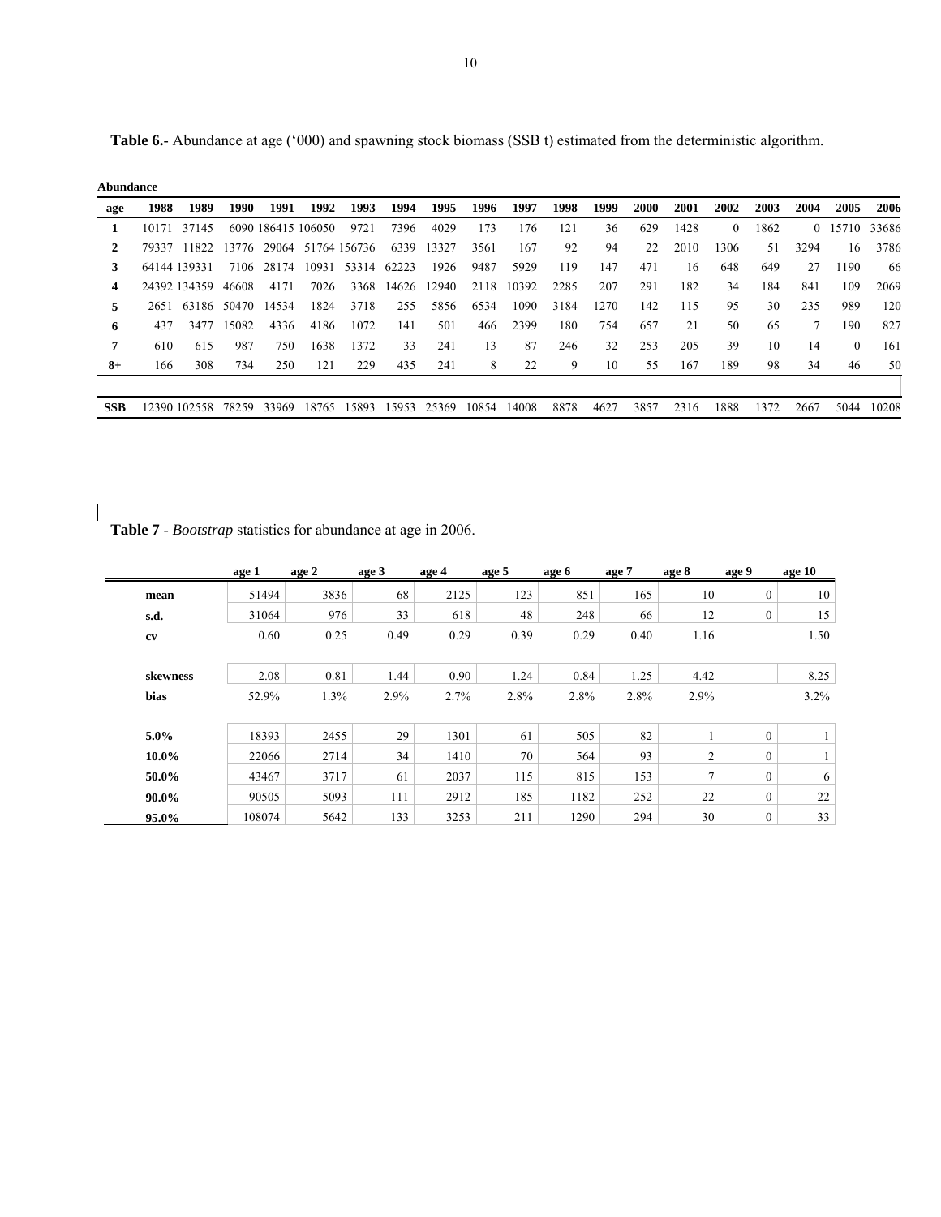**Table 6.**- Abundance at age ('000) and spawning stock biomass (SSB t) estimated from the deterministic algorithm.

**Abundance**

| age | 1988 | 1989 | 1990 | 1991 | 1992 | 1993 | 1994 | 1995 | 1996 | 1997 | 1998 | 1999 | 2000 | 2001 | 2002 | 2003 | 2004 | 2005 | 2006 |
|---|---|---|---|---|---|---|---|---|---|---|---|---|---|---|---|---|---|---|---|
| **1** | 10171 | 37145 | 6090 | 186415 | 106050 | 9721 | 7396 | 4029 | 173 | 176 | 121 | 36 | 629 | 1428 | 0 | 1862 | 0 | 15710 | 33686 |
| **2** | 79337 | 11822 | 13776 | 29064 | 51764 | 156736 | 6339 | 13327 | 3561 | 167 | 92 | 94 | 22 | 2010 | 1306 | 51 | 3294 | 16 | 3786 |
| **3** | 64144 | 139331 | 7106 | 28174 | 10931 | 53314 | 62223 | 1926 | 9487 | 5929 | 119 | 147 | 471 | 16 | 648 | 649 | 27 | 1190 | 66 |
| **4** | 24392 | 134359 | 46608 | 4171 | 7026 | 3368 | 14626 | 12940 | 2118 | 10392 | 2285 | 207 | 291 | 182 | 34 | 184 | 841 | 109 | 2069 |
| **5** | 2651 | 63186 | 50470 | 14534 | 1824 | 3718 | 255 | 5856 | 6534 | 1090 | 3184 | 1270 | 142 | 115 | 95 | 30 | 235 | 989 | 120 |
| **6** | 437 | 3477 | 15082 | 4336 | 4186 | 1072 | 141 | 501 | 466 | 2399 | 180 | 754 | 657 | 21 | 50 | 65 | 7 | 190 | 827 |
| **7** | 610 | 615 | 987 | 750 | 1638 | 1372 | 33 | 241 | 13 | 87 | 246 | 32 | 253 | 205 | 39 | 10 | 14 | 0 | 161 |
| **8+** | 166 | 308 | 734 | 250 | 121 | 229 | 435 | 241 | 8 | 22 | 9 | 10 | 55 | 167 | 189 | 98 | 34 | 46 | 50 |
| | | | | | | | | | | | | | | | | | | | |
| **SSB** | 12390 | 102558 | 78259 | 33969 | 18765 | 15893 | 15953 | 25369 | 10854 | 14008 | 8878 | 4627 | 3857 | 2316 | 1888 | 1372 | 2667 | 5044 | 10208 |

**Table 7** - *Bootstrap* statistics for abundance at age in 2006.

| | age 1 | age 2 | age 3 | age 4 | age 5 | age 6 | age 7 | age 8 | age 9 | age 10 |
|---|---|---|---|---|---|---|---|---|---|---|
| **mean** | 51494 | 3836 | 68 | 2125 | 123 | 851 | 165 | 10 | 0 | 10 |
| **s.d.** | 31064 | 976 | 33 | 618 | 48 | 248 | 66 | 12 | 0 | 15 |
| **cv** | 0.60 | 0.25 | 0.49 | 0.29 | 0.39 | 0.29 | 0.40 | 1.16 | | 1.50 |
| | | | | | | | | | | |
| **skewness** | 2.08 | 0.81 | 1.44 | 0.90 | 1.24 | 0.84 | 1.25 | 4.42 | | 8.25 |
| **bias** | 52.9% | 1.3% | 2.9% | 2.7% | 2.8% | 2.8% | 2.8% | 2.9% | | 3.2% |
| | | | | | | | | | | |
| **5.0%** | 18393 | 2455 | 29 | 1301 | 61 | 505 | 82 | 1 | 0 | 1 |
| **10.0%** | 22066 | 2714 | 34 | 1410 | 70 | 564 | 93 | 2 | 0 | 1 |
| **50.0%** | 43467 | 3717 | 61 | 2037 | 115 | 815 | 153 | 7 | 0 | 6 |
| **90.0%** | 90505 | 5093 | 111 | 2912 | 185 | 1182 | 252 | 22 | 0 | 22 |
| **95.0%** | 108074 | 5642 | 133 | 3253 | 211 | 1290 | 294 | 30 | 0 | 33 |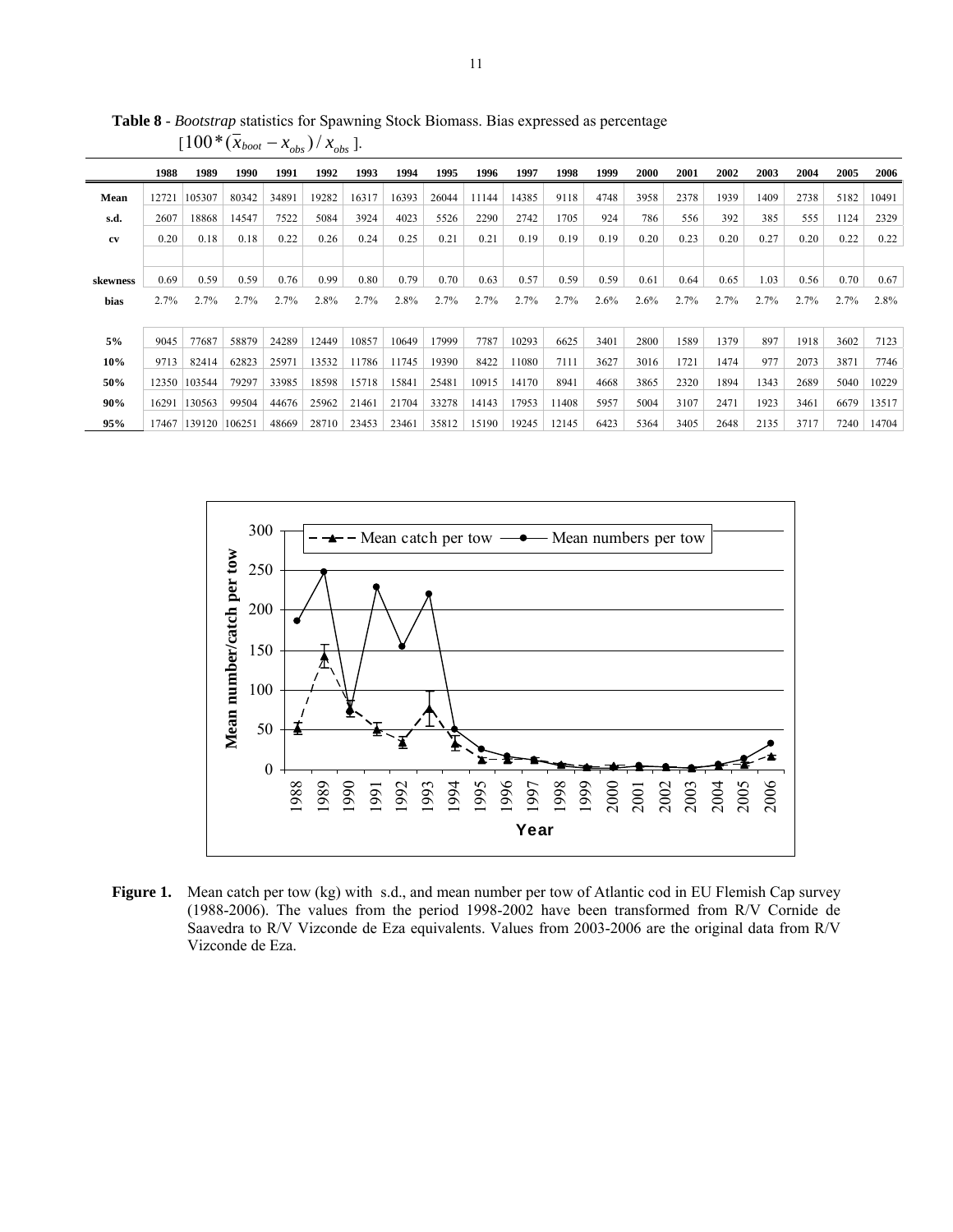**Table 8** - *Bootstrap* statistics for Spawning Stock Biomass. Bias expressed as percentage $[100*(\bar{x}_{boot} - x_{obs})/x_{obs}]$.

| | 1988 | 1989 | 1990 | 1991 | 1992 | 1993 | 1994 | 1995 | 1996 | 1997 | 1998 | 1999 | 2000 | 2001 | 2002 | 2003 | 2004 | 2005 | 2006 |
|---|---|---|---|---|---|---|---|---|---|---|---|---|---|---|---|---|---|---|---|
| **Mean** | 12721 | 105307 | 80342 | 34891 | 19282 | 16317 | 16393 | 26044 | 11144 | 14385 | 9118 | 4748 | 3958 | 2378 | 1939 | 1409 | 2738 | 5182 | 10491 |
| **s.d.** | 2607 | 18868 | 14547 | 7522 | 5084 | 3924 | 4023 | 5526 | 2290 | 2742 | 1705 | 924 | 786 | 556 | 392 | 385 | 555 | 1124 | 2329 |
| **cv** | 0.20 | 0.18 | 0.18 | 0.22 | 0.26 | 0.24 | 0.25 | 0.21 | 0.21 | 0.19 | 0.19 | 0.19 | 0.20 | 0.23 | 0.20 | 0.27 | 0.20 | 0.22 | 0.22 |
| **skewness** | 0.69 | 0.59 | 0.59 | 0.76 | 0.99 | 0.80 | 0.79 | 0.70 | 0.63 | 0.57 | 0.59 | 0.59 | 0.61 | 0.64 | 0.65 | 1.03 | 0.56 | 0.70 | 0.67 |
| **bias** | 2.7% | 2.7% | 2.7% | 2.7% | 2.8% | 2.7% | 2.8% | 2.7% | 2.7% | 2.7% | 2.7% | 2.6% | 2.6% | 2.7% | 2.7% | 2.7% | 2.7% | 2.7% | 2.8% |
| **5%** | 9045 | 77687 | 58879 | 24289 | 12449 | 10857 | 10649 | 17999 | 7787 | 10293 | 6625 | 3401 | 2800 | 1589 | 1379 | 897 | 1918 | 3602 | 7123 |
| **10%** | 9713 | 82414 | 62823 | 25971 | 13532 | 11786 | 11745 | 19390 | 8422 | 11080 | 7111 | 3627 | 3016 | 1721 | 1474 | 977 | 2073 | 3871 | 7746 |
| **50%** | 12350 | 103544 | 79297 | 33985 | 18598 | 15718 | 15841 | 25481 | 10915 | 14170 | 8941 | 4668 | 3865 | 2320 | 1894 | 1343 | 2689 | 5040 | 10229 |
| **90%** | 16291 | 130563 | 99504 | 44676 | 25962 | 21461 | 21704 | 33278 | 14143 | 17953 | 11408 | 5957 | 5004 | 3107 | 2471 | 1923 | 3461 | 6679 | 13517 |
| **95%** | 17467 | 139120 | 106251 | 48669 | 28710 | 23453 | 23461 | 35812 | 15190 | 19245 | 12145 | 6423 | 5364 | 3405 | 2648 | 2135 | 3717 | 7240 | 14704 |

**Figure 1.** Mean catch per tow (kg) with s.d., and mean number per tow of Atlantic cod in EU Flemish Cap survey (1988-2006). The values from the period 1998-2002 have been transformed from R/V Cornide de Saavedra to R/V Vizconde de Eza equivalents. Values from 2003-2006 are the original data from R/V Vizconde de Eza.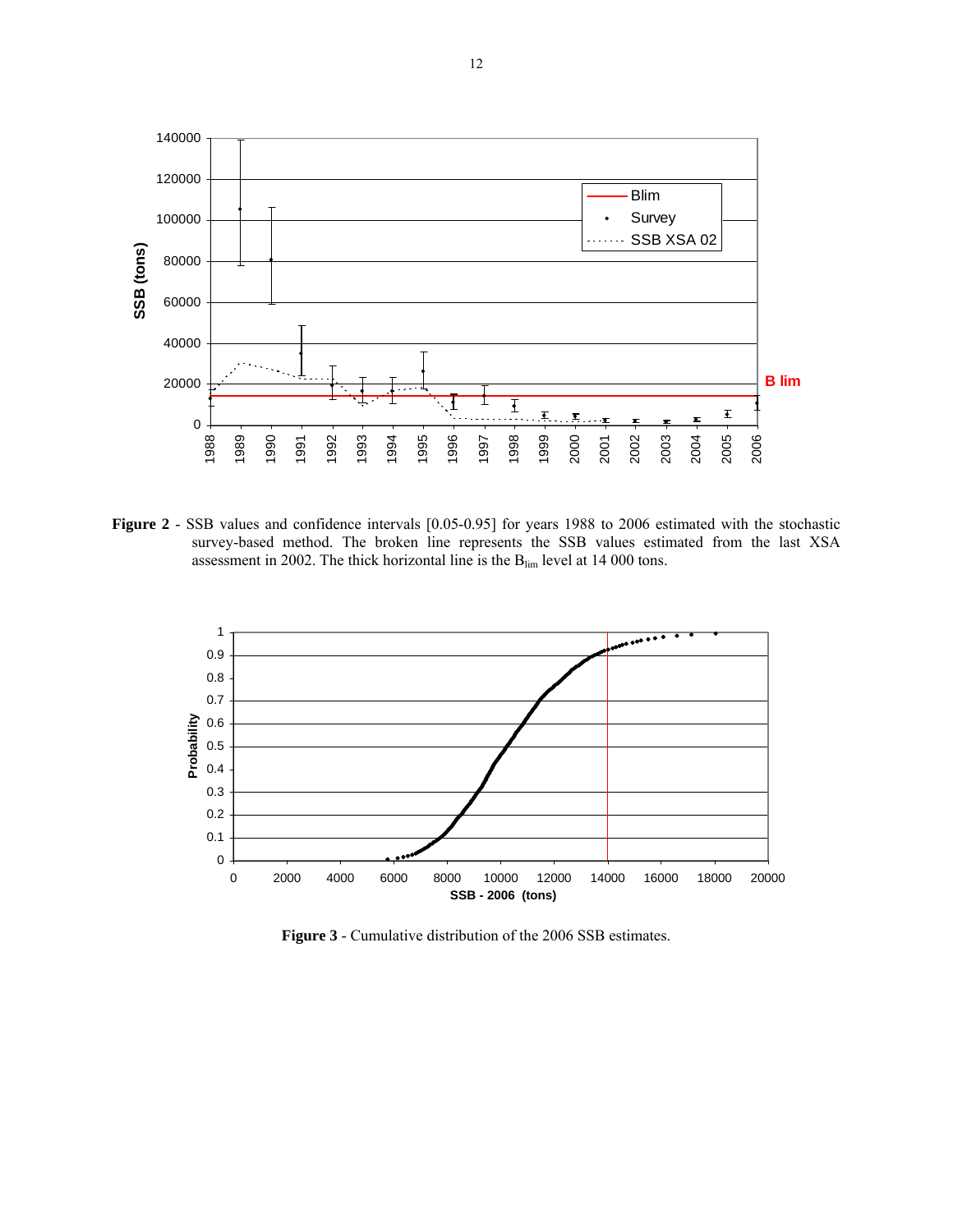**Figure 2** - SSB values and confidence intervals [0.05-0.95] for years 1988 to 2006 estimated with the stochastic survey-based method. The broken line represents the SSB values estimated from the last XSA assessment in 2002. The thick horizontal line is the $B_{lim}$ level at 14 000 tons.

**Figure 3** - Cumulative distribution of the 2006 SSB estimates.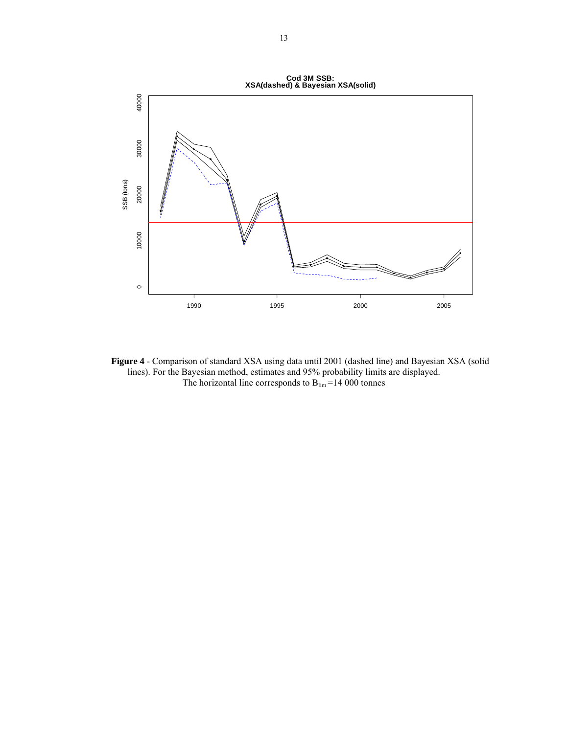Cod 3M SSB:
XSA(dashed) & Bayesian XSA(solid)

SSB (tons)

0
10000
20000
30000
40000

1990
1995
2000
2005

**Figure 4** - Comparison of standard XSA using data until 2001 (dashed line) and Bayesian XSA (solid lines). For the Bayesian method, estimates and 95% probability limits are displayed.
The horizontal line corresponds to $B_{lim}$ =14 000 tonnes